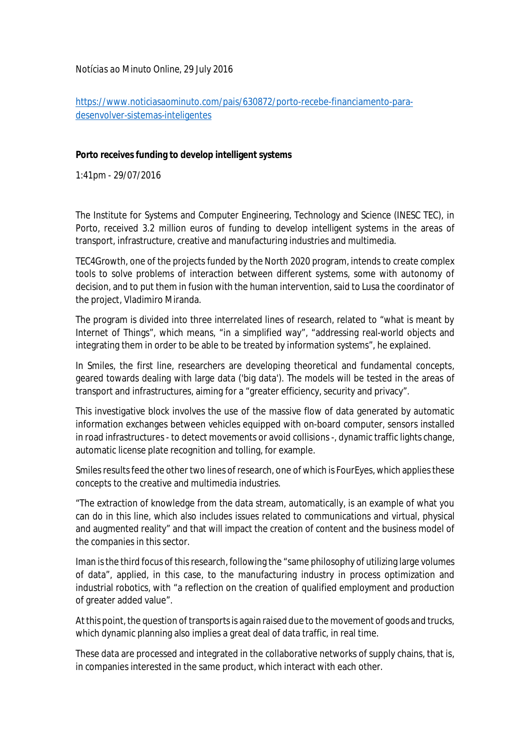*Notícias ao Minuto Online*, 29 July 2016

[https://www.noticiasaominuto.com/pais/630872/porto-recebe-financiamento-para-desenvolver-sistemas-inteligentes](https://www.noticiasaominuto.com/pais/630872/porto-recebe-financiamento-para-desenvolver-sistemas-inteligentes)

**Porto receives funding to develop intelligent systems**

1:41pm - 29/07/2016

The Institute for Systems and Computer Engineering, Technology and Science (INESC TEC), in Porto, received 3.2 million euros of funding to develop intelligent systems in the areas of transport, infrastructure, creative and manufacturing industries and multimedia.

TEC4Growth, one of the projects funded by the North 2020 program, intends to create complex tools to solve problems of interaction between different systems, some with autonomy of decision, and to put them in fusion with the human intervention, said to Lusa the coordinator of the project, Vladimiro Miranda.

The program is divided into three interrelated lines of research, related to "what is meant by Internet of Things", which means, "in a simplified way", "addressing real-world objects and integrating them in order to be able to be treated by information systems", he explained.

In Smiles, the first line, researchers are developing theoretical and fundamental concepts, geared towards dealing with large data ('big data'). The models will be tested in the areas of transport and infrastructures, aiming for a "greater efficiency, security and privacy".

This investigative block involves the use of the massive flow of data generated by automatic information exchanges between vehicles equipped with on-board computer, sensors installed in road infrastructures - to detect movements or avoid collisions -, dynamic traffic lights change, automatic license plate recognition and tolling, for example.

Smiles results feed the other two lines of research, one of which is FourEyes, which applies these concepts to the creative and multimedia industries.

"The extraction of knowledge from the data stream, automatically, is an example of what you can do in this line, which also includes issues related to communications and virtual, physical and augmented reality" and that will impact the creation of content and the business model of the companies in this sector.

Iman is the third focus of this research, following the "same philosophy of utilizing large volumes of data", applied, in this case, to the manufacturing industry in process optimization and industrial robotics, with "a reflection on the creation of qualified employment and production of greater added value".

At this point, the question of transports is again raised due to the movement of goods and trucks, which dynamic planning also implies a great deal of data traffic, in real time.

These data are processed and integrated in the collaborative networks of supply chains, that is, in companies interested in the same product, which interact with each other.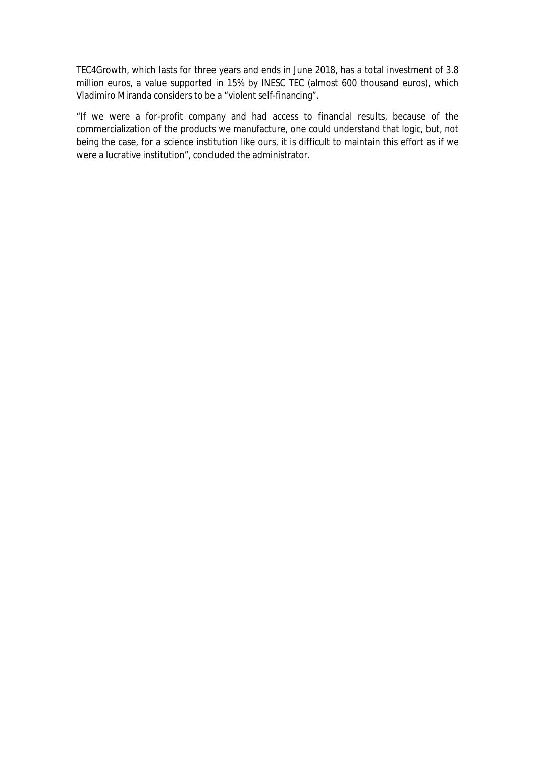TEC4Growth, which lasts for three years and ends in June 2018, has a total investment of 3.8 million euros, a value supported in 15% by INESC TEC (almost 600 thousand euros), which Vladimiro Miranda considers to be a "violent self-financing".

"If we were a for-profit company and had access to financial results, because of the commercialization of the products we manufacture, one could understand that logic, but, not being the case, for a science institution like ours, it is difficult to maintain this effort as if we were a lucrative institution", concluded the administrator.